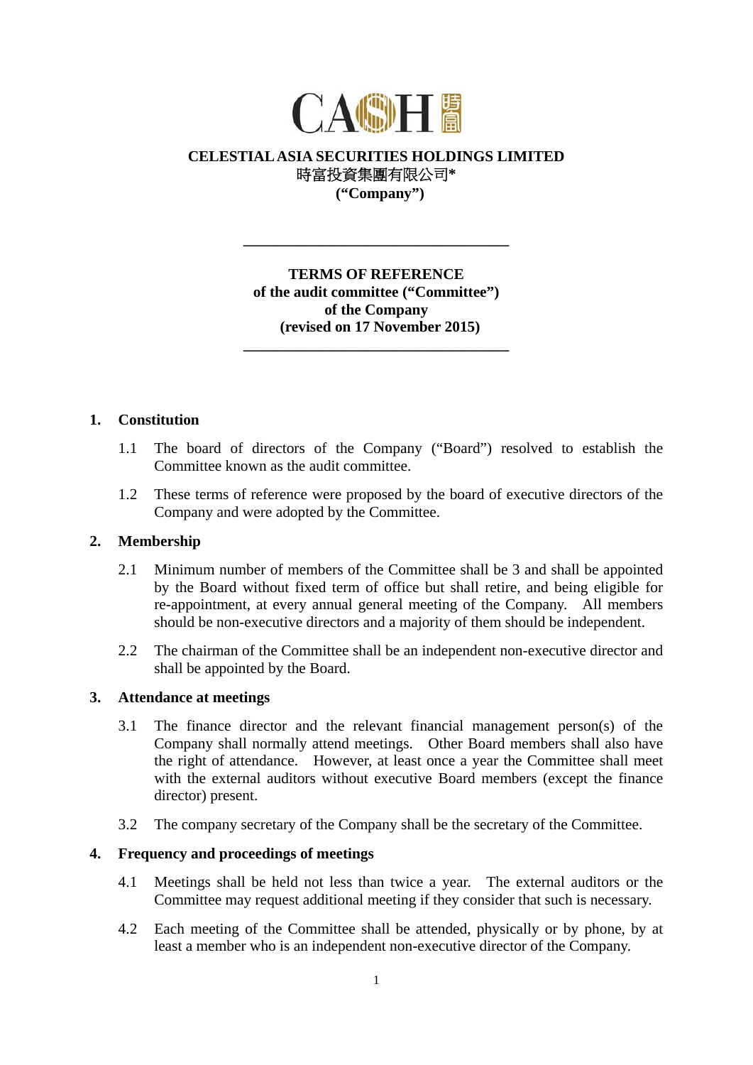**CELESTIAL ASIA SECURITIES HOLDINGS LIMITED**
**時富投資集團有限公司***
**("Company")**

---

**TERMS OF REFERENCE**
**of the audit committee ("Committee")**
**of the Company**
**(revised on 17 November 2015)**

---

## 1. Constitution

1.1 The board of directors of the Company ("Board") resolved to establish the Committee known as the audit committee.

1.2 These terms of reference were proposed by the board of executive directors of the Company and were adopted by the Committee.

## 2. Membership

2.1 Minimum number of members of the Committee shall be 3 and shall be appointed by the Board without fixed term of office but shall retire, and being eligible for re-appointment, at every annual general meeting of the Company. All members should be non-executive directors and a majority of them should be independent.

2.2 The chairman of the Committee shall be an independent non-executive director and shall be appointed by the Board.

## 3. Attendance at meetings

3.1 The finance director and the relevant financial management person(s) of the Company shall normally attend meetings. Other Board members shall also have the right of attendance. However, at least once a year the Committee shall meet with the external auditors without executive Board members (except the finance director) present.

3.2 The company secretary of the Company shall be the secretary of the Committee.

## 4. Frequency and proceedings of meetings

4.1 Meetings shall be held not less than twice a year. The external auditors or the Committee may request additional meeting if they consider that such is necessary.

4.2 Each meeting of the Committee shall be attended, physically or by phone, by at least a member who is an independent non-executive director of the Company.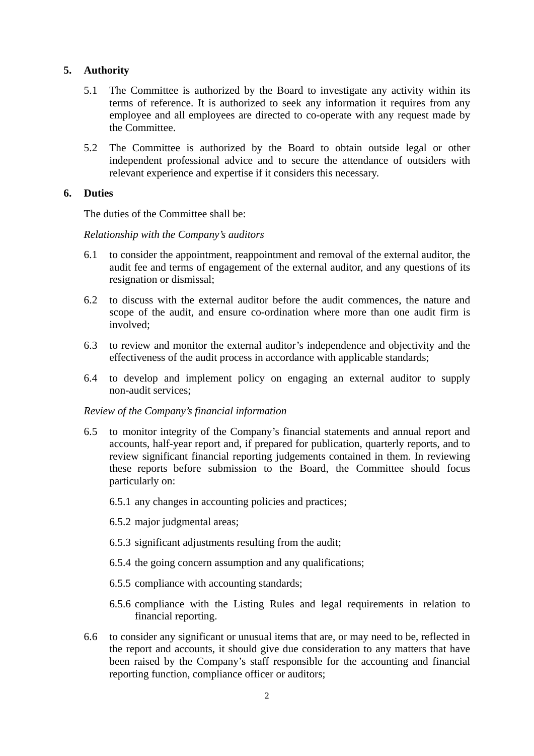## 5. Authority

5.1 The Committee is authorized by the Board to investigate any activity within its terms of reference. It is authorized to seek any information it requires from any employee and all employees are directed to co-operate with any request made by the Committee.

5.2 The Committee is authorized by the Board to obtain outside legal or other independent professional advice and to secure the attendance of outsiders with relevant experience and expertise if it considers this necessary.

## 6. Duties

The duties of the Committee shall be:

*Relationship with the Company's auditors*

6.1 to consider the appointment, reappointment and removal of the external auditor, the audit fee and terms of engagement of the external auditor, and any questions of its resignation or dismissal;

6.2 to discuss with the external auditor before the audit commences, the nature and scope of the audit, and ensure co-ordination where more than one audit firm is involved;

6.3 to review and monitor the external auditor's independence and objectivity and the effectiveness of the audit process in accordance with applicable standards;

6.4 to develop and implement policy on engaging an external auditor to supply non-audit services;

*Review of the Company's financial information*

6.5 to monitor integrity of the Company's financial statements and annual report and accounts, half-year report and, if prepared for publication, quarterly reports, and to review significant financial reporting judgements contained in them. In reviewing these reports before submission to the Board, the Committee should focus particularly on:

6.5.1 any changes in accounting policies and practices;

6.5.2 major judgmental areas;

6.5.3 significant adjustments resulting from the audit;

6.5.4 the going concern assumption and any qualifications;

6.5.5 compliance with accounting standards;

6.5.6 compliance with the Listing Rules and legal requirements in relation to financial reporting.

6.6 to consider any significant or unusual items that are, or may need to be, reflected in the report and accounts, it should give due consideration to any matters that have been raised by the Company's staff responsible for the accounting and financial reporting function, compliance officer or auditors;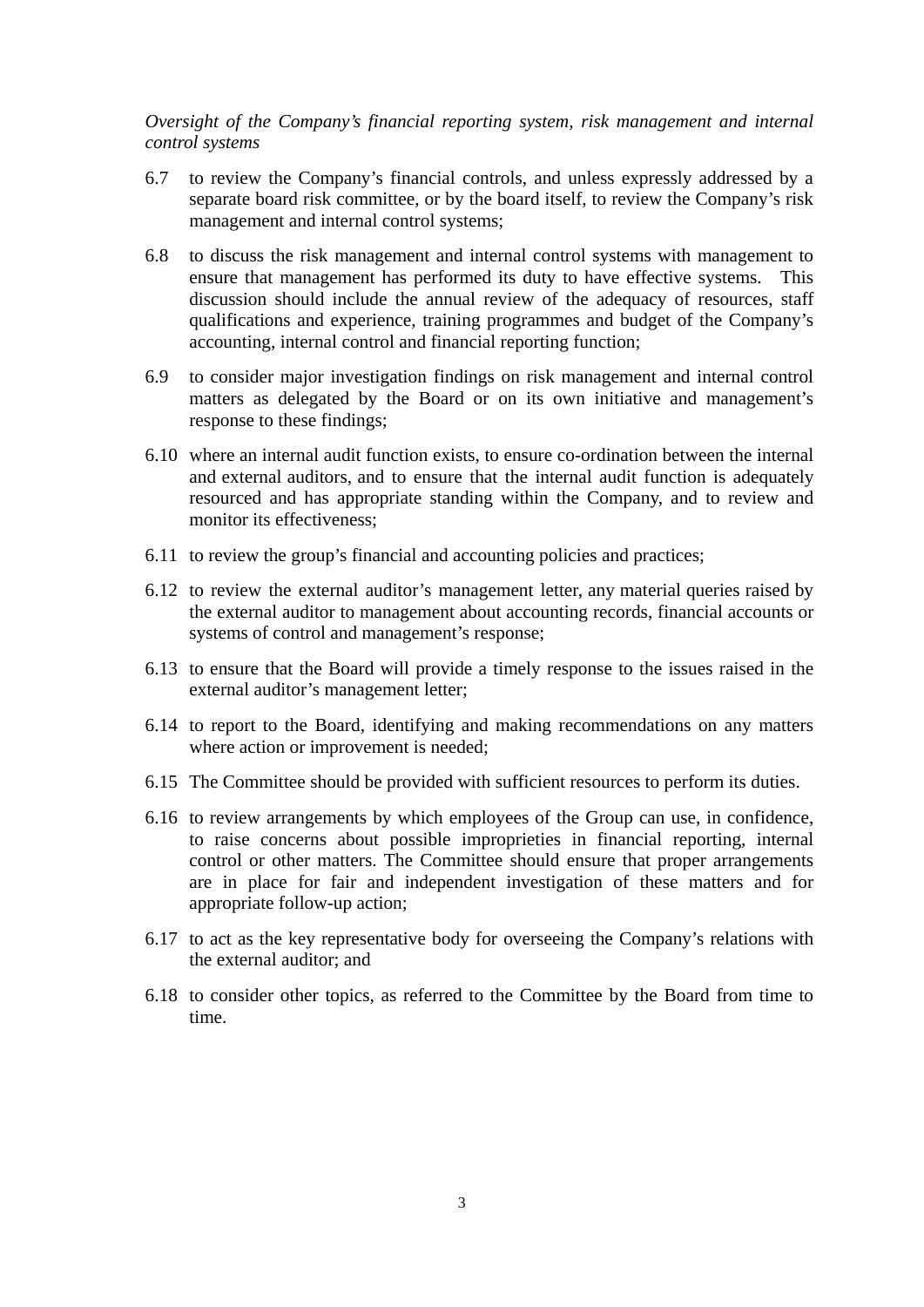*Oversight of the Company's financial reporting system, risk management and internal control systems*

6.7 to review the Company's financial controls, and unless expressly addressed by a separate board risk committee, or by the board itself, to review the Company's risk management and internal control systems;

6.8 to discuss the risk management and internal control systems with management to ensure that management has performed its duty to have effective systems. This discussion should include the annual review of the adequacy of resources, staff qualifications and experience, training programmes and budget of the Company's accounting, internal control and financial reporting function;

6.9 to consider major investigation findings on risk management and internal control matters as delegated by the Board or on its own initiative and management's response to these findings;

6.10 where an internal audit function exists, to ensure co-ordination between the internal and external auditors, and to ensure that the internal audit function is adequately resourced and has appropriate standing within the Company, and to review and monitor its effectiveness;

6.11 to review the group's financial and accounting policies and practices;

6.12 to review the external auditor's management letter, any material queries raised by the external auditor to management about accounting records, financial accounts or systems of control and management's response;

6.13 to ensure that the Board will provide a timely response to the issues raised in the external auditor's management letter;

6.14 to report to the Board, identifying and making recommendations on any matters where action or improvement is needed;

6.15 The Committee should be provided with sufficient resources to perform its duties.

6.16 to review arrangements by which employees of the Group can use, in confidence, to raise concerns about possible improprieties in financial reporting, internal control or other matters. The Committee should ensure that proper arrangements are in place for fair and independent investigation of these matters and for appropriate follow-up action;

6.17 to act as the key representative body for overseeing the Company's relations with the external auditor; and

6.18 to consider other topics, as referred to the Committee by the Board from time to time.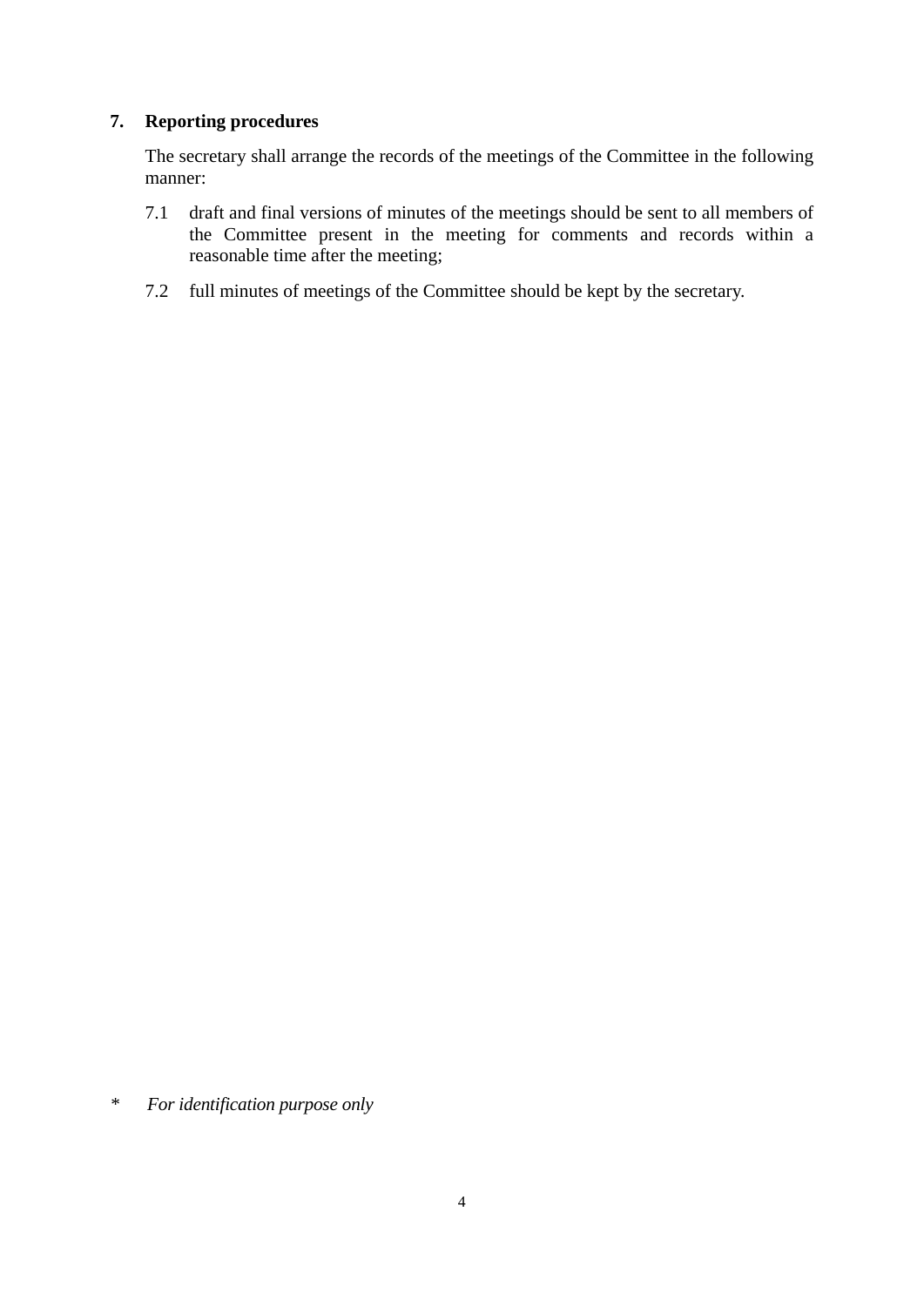## 7. Reporting procedures

The secretary shall arrange the records of the meetings of the Committee in the following manner:

7.1 draft and final versions of minutes of the meetings should be sent to all members of the Committee present in the meeting for comments and records within a reasonable time after the meeting;

7.2 full minutes of meetings of the Committee should be kept by the secretary.

\* *For identification purpose only*